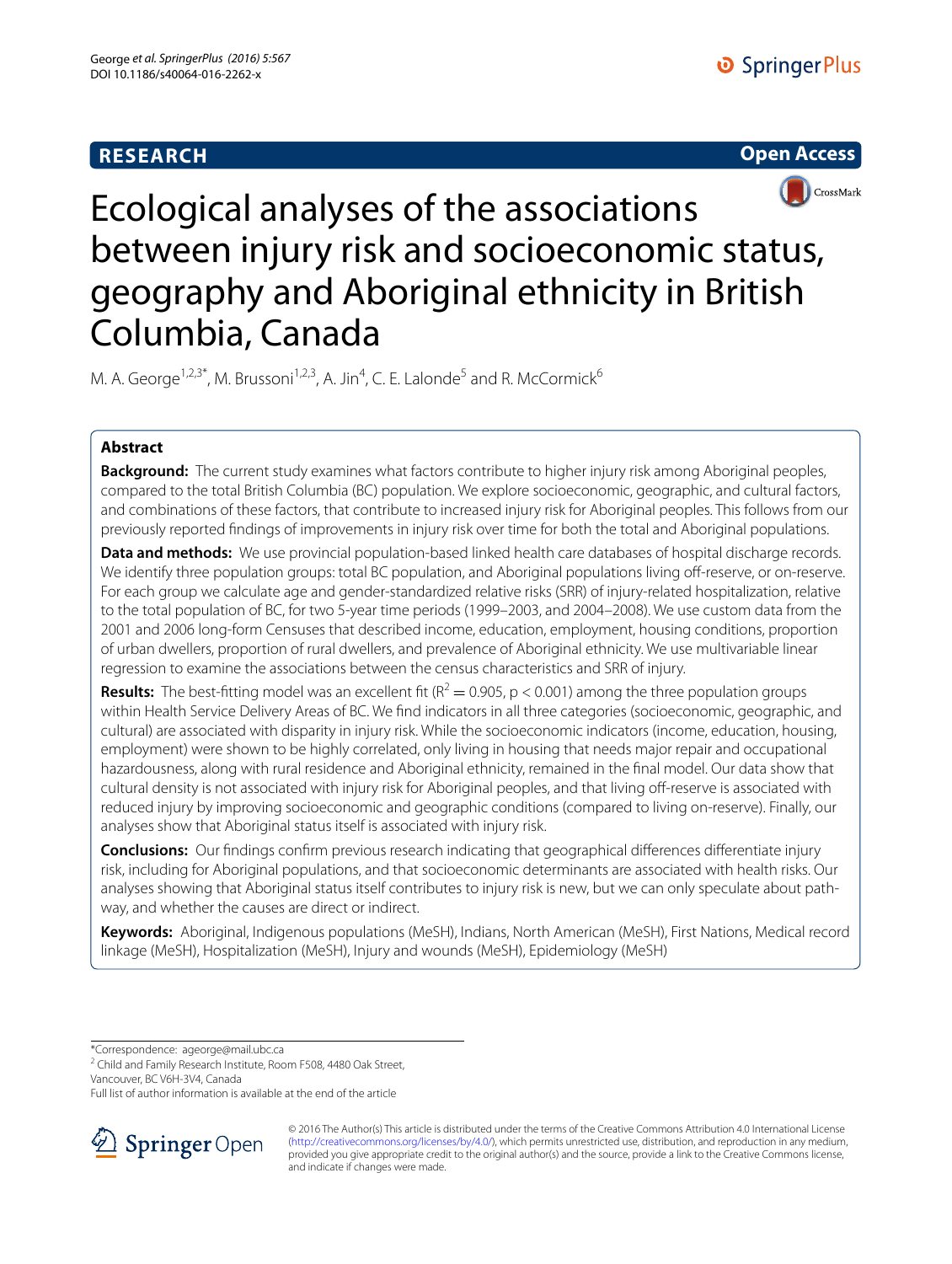**RESEARCH** **Open Access**

# Ecological analyses of the associations between injury risk and socioeconomic status, geography and Aboriginal ethnicity in British Columbia, Canada

M. A. George[1,2,3*], M. Brussoni[1,2,3], A. Jin[4], C. E. Lalonde[5] and R. McCormick[6]

## Abstract

**Background:** The current study examines what factors contribute to higher injury risk among Aboriginal peoples, compared to the total British Columbia (BC) population. We explore socioeconomic, geographic, and cultural factors, and combinations of these factors, that contribute to increased injury risk for Aboriginal peoples. This follows from our previously reported findings of improvements in injury risk over time for both the total and Aboriginal populations.

**Data and methods:** We use provincial population-based linked health care databases of hospital discharge records. We identify three population groups: total BC population, and Aboriginal populations living off-reserve, or on-reserve. For each group we calculate age and gender-standardized relative risks (SRR) of injury-related hospitalization, relative to the total population of BC, for two 5-year time periods (1999–2003, and 2004–2008). We use custom data from the 2001 and 2006 long-form Censuses that described income, education, employment, housing conditions, proportion of urban dwellers, proportion of rural dwellers, and prevalence of Aboriginal ethnicity. We use multivariable linear regression to examine the associations between the census characteristics and SRR of injury.

**Results:** The best-fitting model was an excellent fit ($R^2 = 0.905$, $p < 0.001$) among the three population groups within Health Service Delivery Areas of BC. We find indicators in all three categories (socioeconomic, geographic, and cultural) are associated with disparity in injury risk. While the socioeconomic indicators (income, education, housing, employment) were shown to be highly correlated, only living in housing that needs major repair and occupational hazardousness, along with rural residence and Aboriginal ethnicity, remained in the final model. Our data show that cultural density is not associated with injury risk for Aboriginal peoples, and that living off-reserve is associated with reduced injury by improving socioeconomic and geographic conditions (compared to living on-reserve). Finally, our analyses show that Aboriginal status itself is associated with injury risk.

**Conclusions:** Our findings confirm previous research indicating that geographical differences differentiate injury risk, including for Aboriginal populations, and that socioeconomic determinants are associated with health risks. Our analyses showing that Aboriginal status itself contributes to injury risk is new, but we can only speculate about pathway, and whether the causes are direct or indirect.

**Keywords:** Aboriginal, Indigenous populations (MeSH), Indians, North American (MeSH), First Nations, Medical record linkage (MeSH), Hospitalization (MeSH), Injury and wounds (MeSH), Epidemiology (MeSH)

*Correspondence: ageorge@mail.ubc.ca
[2] Child and Family Research Institute, Room F508, 4480 Oak Street, Vancouver, BC V6H-3V4, Canada
Full list of author information is available at the end of the article

© 2016 The Author(s) This article is distributed under the terms of the Creative Commons Attribution 4.0 International License (http://creativecommons.org/licenses/by/4.0/), which permits unrestricted use, distribution, and reproduction in any medium, provided you give appropriate credit to the original author(s) and the source, provide a link to the Creative Commons license, and indicate if changes were made.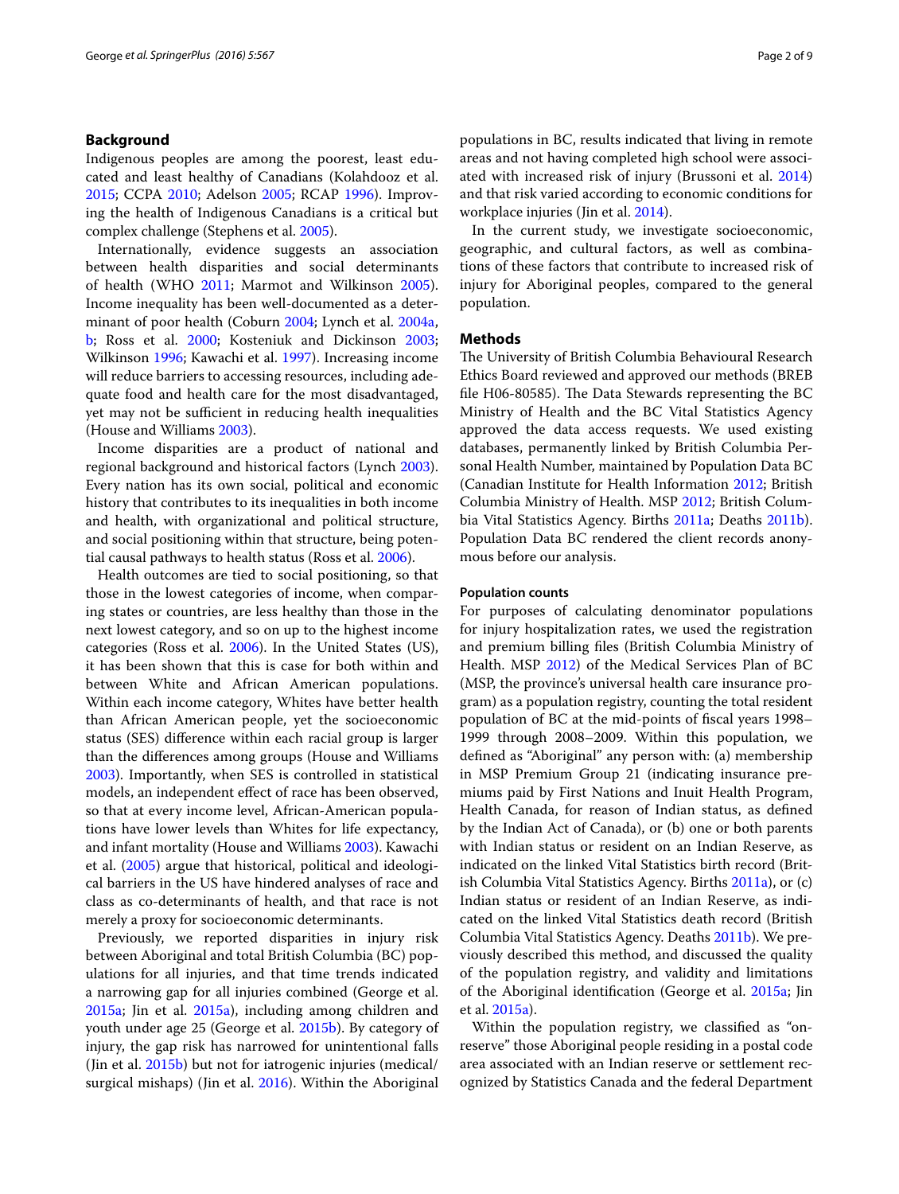## Background

Indigenous peoples are among the poorest, least educated and least healthy of Canadians (Kolahdooz et al. 2015; CCPA 2010; Adelson 2005; RCAP 1996). Improving the health of Indigenous Canadians is a critical but complex challenge (Stephens et al. 2005).

Internationally, evidence suggests an association between health disparities and social determinants of health (WHO 2011; Marmot and Wilkinson 2005). Income inequality has been well-documented as a determinant of poor health (Coburn 2004; Lynch et al. 2004a, b; Ross et al. 2000; Kosteniuk and Dickinson 2003; Wilkinson 1996; Kawachi et al. 1997). Increasing income will reduce barriers to accessing resources, including adequate food and health care for the most disadvantaged, yet may not be sufficient in reducing health inequalities (House and Williams 2003).

Income disparities are a product of national and regional background and historical factors (Lynch 2003). Every nation has its own social, political and economic history that contributes to its inequalities in both income and health, with organizational and political structure, and social positioning within that structure, being potential causal pathways to health status (Ross et al. 2006).

Health outcomes are tied to social positioning, so that those in the lowest categories of income, when comparing states or countries, are less healthy than those in the next lowest category, and so on up to the highest income categories (Ross et al. 2006). In the United States (US), it has been shown that this is case for both within and between White and African American populations. Within each income category, Whites have better health than African American people, yet the socioeconomic status (SES) difference within each racial group is larger than the differences among groups (House and Williams 2003). Importantly, when SES is controlled in statistical models, an independent effect of race has been observed, so that at every income level, African-American populations have lower levels than Whites for life expectancy, and infant mortality (House and Williams 2003). Kawachi et al. (2005) argue that historical, political and ideological barriers in the US have hindered analyses of race and class as co-determinants of health, and that race is not merely a proxy for socioeconomic determinants.

Previously, we reported disparities in injury risk between Aboriginal and total British Columbia (BC) populations for all injuries, and that time trends indicated a narrowing gap for all injuries combined (George et al. 2015a; Jin et al. 2015a), including among children and youth under age 25 (George et al. 2015b). By category of injury, the gap risk has narrowed for unintentional falls (Jin et al. 2015b) but not for iatrogenic injuries (medical/surgical mishaps) (Jin et al. 2016). Within the Aboriginal populations in BC, results indicated that living in remote areas and not having completed high school were associated with increased risk of injury (Brussoni et al. 2014) and that risk varied according to economic conditions for workplace injuries (Jin et al. 2014).

In the current study, we investigate socioeconomic, geographic, and cultural factors, as well as combinations of these factors that contribute to increased risk of injury for Aboriginal peoples, compared to the general population.

## Methods

The University of British Columbia Behavioural Research Ethics Board reviewed and approved our methods (BREB file H06-80585). The Data Stewards representing the BC Ministry of Health and the BC Vital Statistics Agency approved the data access requests. We used existing databases, permanently linked by British Columbia Personal Health Number, maintained by Population Data BC (Canadian Institute for Health Information 2012; British Columbia Ministry of Health. MSP 2012; British Columbia Vital Statistics Agency. Births 2011a; Deaths 2011b). Population Data BC rendered the client records anonymous before our analysis.

### Population counts

For purposes of calculating denominator populations for injury hospitalization rates, we used the registration and premium billing files (British Columbia Ministry of Health. MSP 2012) of the Medical Services Plan of BC (MSP, the province's universal health care insurance program) as a population registry, counting the total resident population of BC at the mid-points of fiscal years 1998–1999 through 2008–2009. Within this population, we defined as "Aboriginal" any person with: (a) membership in MSP Premium Group 21 (indicating insurance premiums paid by First Nations and Inuit Health Program, Health Canada, for reason of Indian status, as defined by the Indian Act of Canada), or (b) one or both parents with Indian status or resident on an Indian Reserve, as indicated on the linked Vital Statistics birth record (British Columbia Vital Statistics Agency. Births 2011a), or (c) Indian status or resident of an Indian Reserve, as indicated on the linked Vital Statistics death record (British Columbia Vital Statistics Agency. Deaths 2011b). We previously described this method, and discussed the quality of the population registry, and validity and limitations of the Aboriginal identification (George et al. 2015a; Jin et al. 2015a).

Within the population registry, we classified as "on-reserve" those Aboriginal people residing in a postal code area associated with an Indian reserve or settlement recognized by Statistics Canada and the federal Department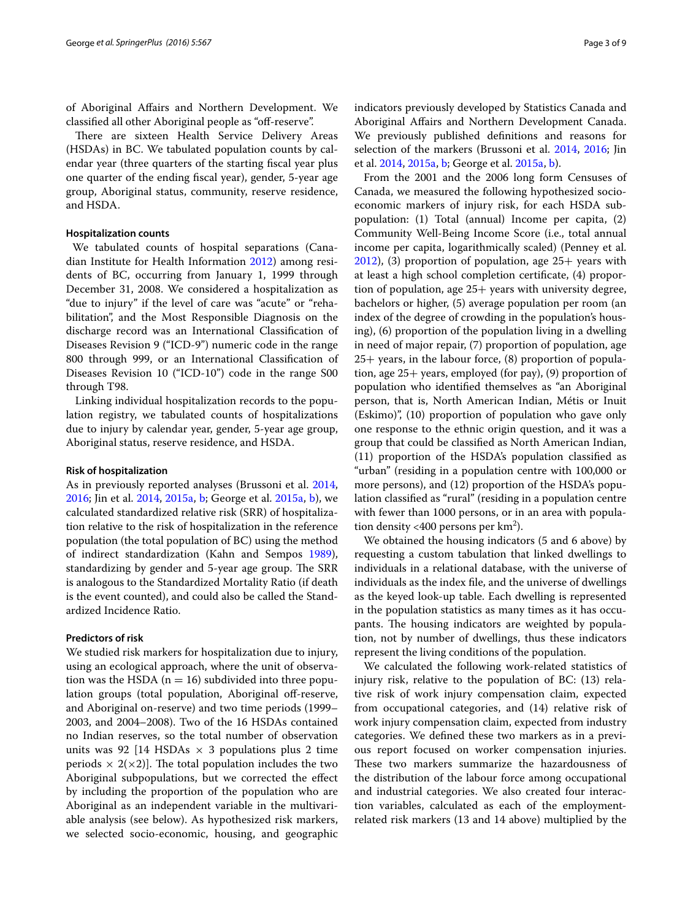of Aboriginal Affairs and Northern Development. We classified all other Aboriginal people as "off-reserve".

There are sixteen Health Service Delivery Areas (HSDAs) in BC. We tabulated population counts by calendar year (three quarters of the starting fiscal year plus one quarter of the ending fiscal year), gender, 5-year age group, Aboriginal status, community, reserve residence, and HSDA.

#### Hospitalization counts

We tabulated counts of hospital separations (Canadian Institute for Health Information 2012) among residents of BC, occurring from January 1, 1999 through December 31, 2008. We considered a hospitalization as "due to injury" if the level of care was "acute" or "rehabilitation", and the Most Responsible Diagnosis on the discharge record was an International Classification of Diseases Revision 9 ("ICD-9") numeric code in the range 800 through 999, or an International Classification of Diseases Revision 10 ("ICD-10") code in the range S00 through T98.

Linking individual hospitalization records to the population registry, we tabulated counts of hospitalizations due to injury by calendar year, gender, 5-year age group, Aboriginal status, reserve residence, and HSDA.

#### Risk of hospitalization

As in previously reported analyses (Brussoni et al. 2014, 2016; Jin et al. 2014, 2015a, b; George et al. 2015a, b), we calculated standardized relative risk (SRR) of hospitalization relative to the risk of hospitalization in the reference population (the total population of BC) using the method of indirect standardization (Kahn and Sempos 1989), standardizing by gender and 5-year age group. The SRR is analogous to the Standardized Mortality Ratio (if death is the event counted), and could also be called the Standardized Incidence Ratio.

#### Predictors of risk

We studied risk markers for hospitalization due to injury, using an ecological approach, where the unit of observation was the HSDA ($n = 16$) subdivided into three population groups (total population, Aboriginal off-reserve, and Aboriginal on-reserve) and two time periods (1999–2003, and 2004–2008). Two of the 16 HSDAs contained no Indian reserves, so the total number of observation units was 92 [14 HSDAs $\times$ 3 populations plus 2 time periods $\times$ 2($\times$2)]. The total population includes the two Aboriginal subpopulations, but we corrected the effect by including the proportion of the population who are Aboriginal as an independent variable in the multivariable analysis (see below). As hypothesized risk markers, we selected socio-economic, housing, and geographic indicators previously developed by Statistics Canada and Aboriginal Affairs and Northern Development Canada. We previously published definitions and reasons for selection of the markers (Brussoni et al. 2014, 2016; Jin et al. 2014, 2015a, b; George et al. 2015a, b).

From the 2001 and the 2006 long form Censuses of Canada, we measured the following hypothesized socio-economic markers of injury risk, for each HSDA sub-population: (1) Total (annual) Income per capita, (2) Community Well-Being Income Score (i.e., total annual income per capita, logarithmically scaled) (Penney et al. 2012), (3) proportion of population, age 25+ years with at least a high school completion certificate, (4) proportion of population, age 25+ years with university degree, bachelors or higher, (5) average population per room (an index of the degree of crowding in the population's housing), (6) proportion of the population living in a dwelling in need of major repair, (7) proportion of population, age 25+ years, in the labour force, (8) proportion of population, age 25+ years, employed (for pay), (9) proportion of population who identified themselves as "an Aboriginal person, that is, North American Indian, Métis or Inuit (Eskimo)", (10) proportion of population who gave only one response to the ethnic origin question, and it was a group that could be classified as North American Indian, (11) proportion of the HSDA's population classified as "urban" (residing in a population centre with 100,000 or more persons), and (12) proportion of the HSDA's population classified as "rural" (residing in a population centre with fewer than 1000 persons, or in an area with population density <400 persons per km$^2$).

We obtained the housing indicators (5 and 6 above) by requesting a custom tabulation that linked dwellings to individuals in a relational database, with the universe of individuals as the index file, and the universe of dwellings as the keyed look-up table. Each dwelling is represented in the population statistics as many times as it has occupants. The housing indicators are weighted by population, not by number of dwellings, thus these indicators represent the living conditions of the population.

We calculated the following work-related statistics of injury risk, relative to the population of BC: (13) relative risk of work injury compensation claim, expected from occupational categories, and (14) relative risk of work injury compensation claim, expected from industry categories. We defined these two markers as in a previous report focused on worker compensation injuries. These two markers summarize the hazardousness of the distribution of the labour force among occupational and industrial categories. We also created four interaction variables, calculated as each of the employment-related risk markers (13 and 14 above) multiplied by the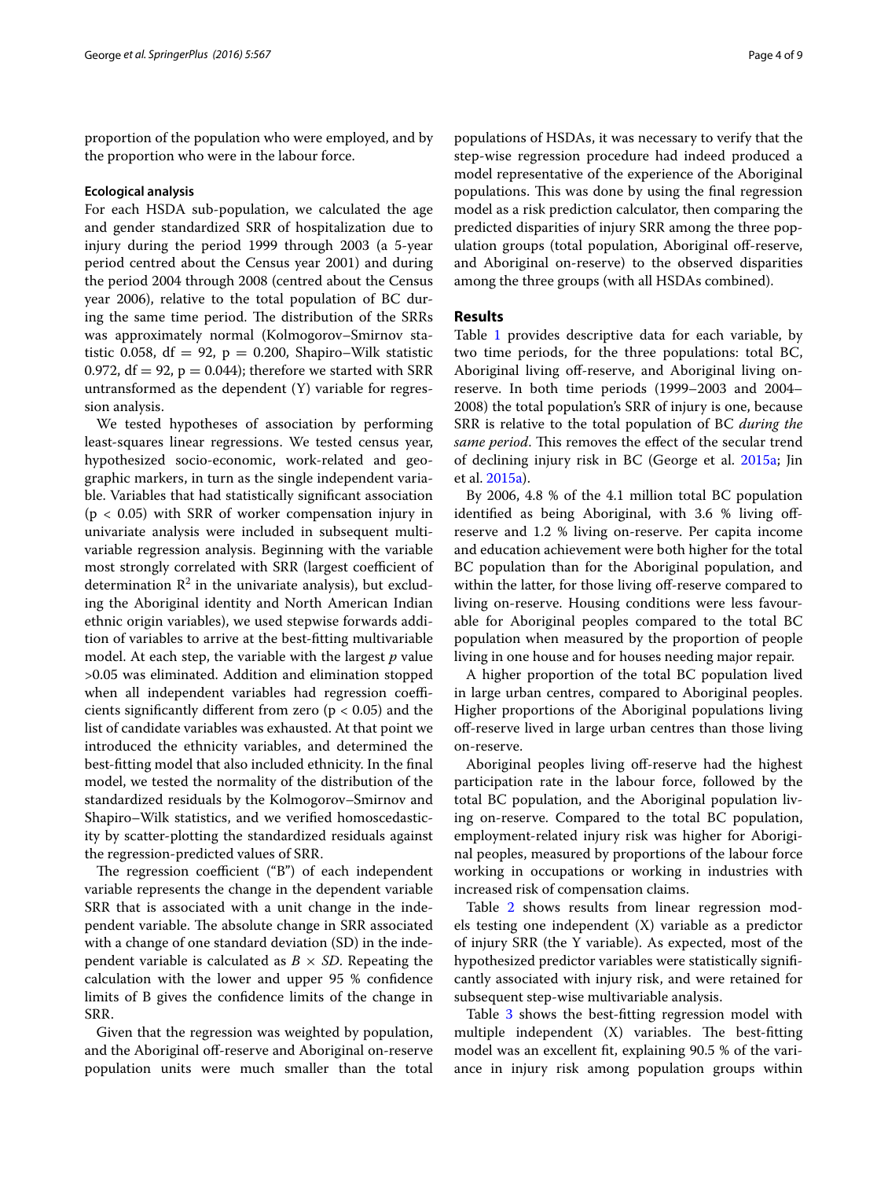proportion of the population who were employed, and by the proportion who were in the labour force.

### Ecological analysis

For each HSDA sub-population, we calculated the age and gender standardized SRR of hospitalization due to injury during the period 1999 through 2003 (a 5-year period centred about the Census year 2001) and during the period 2004 through 2008 (centred about the Census year 2006), relative to the total population of BC during the same time period. The distribution of the SRRs was approximately normal (Kolmogorov–Smirnov statistic 0.058, df = 92, p = 0.200, Shapiro–Wilk statistic 0.972, df = 92, p = 0.044); therefore we started with SRR untransformed as the dependent (Y) variable for regression analysis.

We tested hypotheses of association by performing least-squares linear regressions. We tested census year, hypothesized socio-economic, work-related and geographic markers, in turn as the single independent variable. Variables that had statistically significant association ($p < 0.05$) with SRR of worker compensation injury in univariate analysis were included in subsequent multivariable regression analysis. Beginning with the variable most strongly correlated with SRR (largest coefficient of determination $R^2$ in the univariate analysis), but excluding the Aboriginal identity and North American Indian ethnic origin variables), we used stepwise forwards addition of variables to arrive at the best-fitting multivariable model. At each step, the variable with the largest *p* value >0.05 was eliminated. Addition and elimination stopped when all independent variables had regression coefficients significantly different from zero ($p < 0.05$) and the list of candidate variables was exhausted. At that point we introduced the ethnicity variables, and determined the best-fitting model that also included ethnicity. In the final model, we tested the normality of the distribution of the standardized residuals by the Kolmogorov–Smirnov and Shapiro–Wilk statistics, and we verified homoscedasticity by scatter-plotting the standardized residuals against the regression-predicted values of SRR.

The regression coefficient ("B") of each independent variable represents the change in the dependent variable SRR that is associated with a unit change in the independent variable. The absolute change in SRR associated with a change of one standard deviation (SD) in the independent variable is calculated as $B \times SD$. Repeating the calculation with the lower and upper 95 % confidence limits of B gives the confidence limits of the change in SRR.

Given that the regression was weighted by population, and the Aboriginal off-reserve and Aboriginal on-reserve population units were much smaller than the total populations of HSDAs, it was necessary to verify that the step-wise regression procedure had indeed produced a model representative of the experience of the Aboriginal populations. This was done by using the final regression model as a risk prediction calculator, then comparing the predicted disparities of injury SRR among the three population groups (total population, Aboriginal off-reserve, and Aboriginal on-reserve) to the observed disparities among the three groups (with all HSDAs combined).

## Results

Table 1 provides descriptive data for each variable, by two time periods, for the three populations: total BC, Aboriginal living off-reserve, and Aboriginal living on-reserve. In both time periods (1999–2003 and 2004–2008) the total population's SRR of injury is one, because SRR is relative to the total population of BC *during the same period*. This removes the effect of the secular trend of declining injury risk in BC (George et al. 2015a; Jin et al. 2015a).

By 2006, 4.8 % of the 4.1 million total BC population identified as being Aboriginal, with 3.6 % living off-reserve and 1.2 % living on-reserve. Per capita income and education achievement were both higher for the total BC population than for the Aboriginal population, and within the latter, for those living off-reserve compared to living on-reserve. Housing conditions were less favourable for Aboriginal peoples compared to the total BC population when measured by the proportion of people living in one house and for houses needing major repair.

A higher proportion of the total BC population lived in large urban centres, compared to Aboriginal peoples. Higher proportions of the Aboriginal populations living off-reserve lived in large urban centres than those living on-reserve.

Aboriginal peoples living off-reserve had the highest participation rate in the labour force, followed by the total BC population, and the Aboriginal population living on-reserve. Compared to the total BC population, employment-related injury risk was higher for Aboriginal peoples, measured by proportions of the labour force working in occupations or working in industries with increased risk of compensation claims.

Table 2 shows results from linear regression models testing one independent (X) variable as a predictor of injury SRR (the Y variable). As expected, most of the hypothesized predictor variables were statistically significantly associated with injury risk, and were retained for subsequent step-wise multivariable analysis.

Table 3 shows the best-fitting regression model with multiple independent (X) variables. The best-fitting model was an excellent fit, explaining 90.5 % of the variance in injury risk among population groups within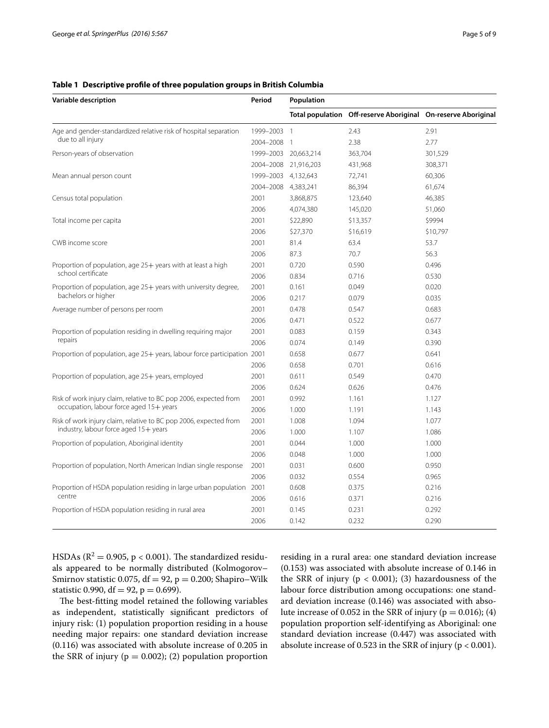**Table 1 Descriptive profile of three population groups in British Columbia**

| Variable description | Period | Population | | |
|---|---|---|---|---|
| | | Total population | Off-reserve Aboriginal | On-reserve Aboriginal |
| Age and gender-standardized relative risk of hospital separation due to all injury | 1999–2003 | 1 | 2.43 | 2.91 |
| | 2004–2008 | 1 | 2.38 | 2.77 |
| Person-years of observation | 1999–2003 | 20,663,214 | 363,704 | 301,529 |
| | 2004–2008 | 21,916,203 | 431,968 | 308,371 |
| Mean annual person count | 1999–2003 | 4,132,643 | 72,741 | 60,306 |
| | 2004–2008 | 4,383,241 | 86,394 | 61,674 |
| Census total population | 2001 | 3,868,875 | 123,640 | 46,385 |
| | 2006 | 4,074,380 | 145,020 | 51,060 |
| Total income per capita | 2001 | $22,890 | $13,357 | $9994 |
| | 2006 | $27,370 | $16,619 | $10,797 |
| CWB income score | 2001 | 81.4 | 63.4 | 53.7 |
| | 2006 | 87.3 | 70.7 | 56.3 |
| Proportion of population, age 25+ years with at least a high school certificate | 2001 | 0.720 | 0.590 | 0.496 |
| | 2006 | 0.834 | 0.716 | 0.530 |
| Proportion of population, age 25+ years with university degree, bachelors or higher | 2001 | 0.161 | 0.049 | 0.020 |
| | 2006 | 0.217 | 0.079 | 0.035 |
| Average number of persons per room | 2001 | 0.478 | 0.547 | 0.683 |
| | 2006 | 0.471 | 0.522 | 0.677 |
| Proportion of population residing in dwelling requiring major repairs | 2001 | 0.083 | 0.159 | 0.343 |
| | 2006 | 0.074 | 0.149 | 0.390 |
| Proportion of population, age 25+ years, labour force participation | 2001 | 0.658 | 0.677 | 0.641 |
| | 2006 | 0.658 | 0.701 | 0.616 |
| Proportion of population, age 25+ years, employed | 2001 | 0.611 | 0.549 | 0.470 |
| | 2006 | 0.624 | 0.626 | 0.476 |
| Risk of work injury claim, relative to BC pop 2006, expected from occupation, labour force aged 15+ years | 2001 | 0.992 | 1.161 | 1.127 |
| | 2006 | 1.000 | 1.191 | 1.143 |
| Risk of work injury claim, relative to BC pop 2006, expected from industry, labour force aged 15+ years | 2001 | 1.008 | 1.094 | 1.077 |
| | 2006 | 1.000 | 1.107 | 1.086 |
| Proportion of population, Aboriginal identity | 2001 | 0.044 | 1.000 | 1.000 |
| | 2006 | 0.048 | 1.000 | 1.000 |
| Proportion of population, North American Indian single response | 2001 | 0.031 | 0.600 | 0.950 |
| | 2006 | 0.032 | 0.554 | 0.965 |
| Proportion of HSDA population residing in large urban population centre | 2001 | 0.608 | 0.375 | 0.216 |
| | 2006 | 0.616 | 0.371 | 0.216 |
| Proportion of HSDA population residing in rural area | 2001 | 0.145 | 0.231 | 0.292 |
| | 2006 | 0.142 | 0.232 | 0.290 |

HSDAs ($R^2 = 0.905$, $p < 0.001$). The standardized residuals appeared to be normally distributed (Kolmogorov–Smirnov statistic 0.075, df = 92, $p = 0.200$; Shapiro–Wilk statistic 0.990, df = 92, $p = 0.699$).

The best-fitting model retained the following variables as independent, statistically significant predictors of injury risk: (1) population proportion residing in a house needing major repairs: one standard deviation increase (0.116) was associated with absolute increase of 0.205 in the SRR of injury ($p = 0.002$); (2) population proportion residing in a rural area: one standard deviation increase (0.153) was associated with absolute increase of 0.146 in the SRR of injury ($p < 0.001$); (3) hazardousness of the labour force distribution among occupations: one standard deviation increase (0.146) was associated with absolute increase of 0.052 in the SRR of injury ($p = 0.016$); (4) population proportion self-identifying as Aboriginal: one standard deviation increase (0.447) was associated with absolute increase of 0.523 in the SRR of injury ($p < 0.001$).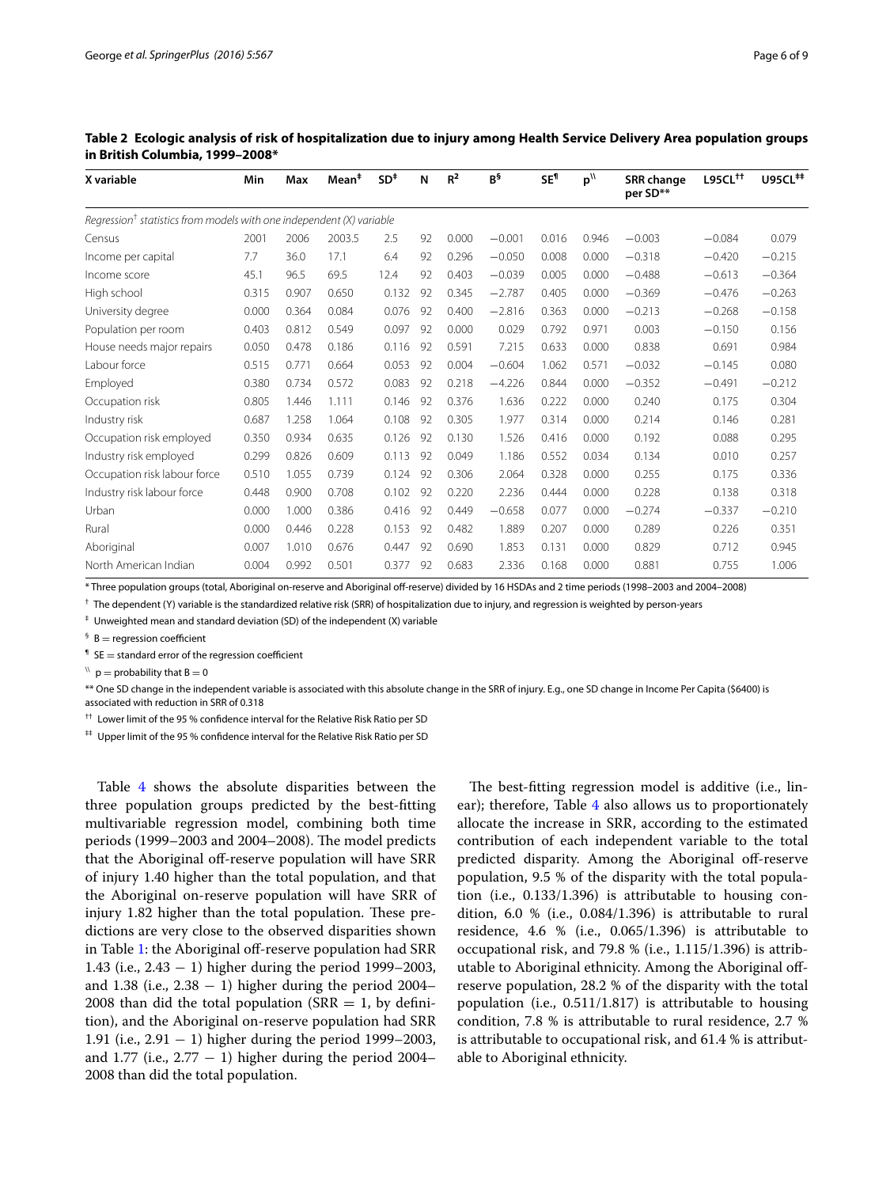**Table 2 Ecologic analysis of risk of hospitalization due to injury among Health Service Delivery Area population groups in British Columbia, 1999–2008***

| X variable | Min | Max | Mean[‡] | SD[‡] | N | $R^2$ | B[§] | SE[¶] | p[\\] | SRR change per SD** | L95CL[††] | U95CL[‡‡] |
|---|---|---|---|---|---|---|---|---|---|---|---|---|
| *Regression[†] statistics from models with one independent (X) variable* | | | | | | | | | | | | |
| Census | 2001 | 2006 | 2003.5 | 2.5 | 92 | 0.000 | −0.001 | 0.016 | 0.946 | −0.003 | −0.084 | 0.079 |
| Income per capital | 7.7 | 36.0 | 17.1 | 6.4 | 92 | 0.296 | −0.050 | 0.008 | 0.000 | −0.318 | −0.420 | −0.215 |
| Income score | 45.1 | 96.5 | 69.5 | 12.4 | 92 | 0.403 | −0.039 | 0.005 | 0.000 | −0.488 | −0.613 | −0.364 |
| High school | 0.315 | 0.907 | 0.650 | 0.132 | 92 | 0.345 | −2.787 | 0.405 | 0.000 | −0.369 | −0.476 | −0.263 |
| University degree | 0.000 | 0.364 | 0.084 | 0.076 | 92 | 0.400 | −2.816 | 0.363 | 0.000 | −0.213 | −0.268 | −0.158 |
| Population per room | 0.403 | 0.812 | 0.549 | 0.097 | 92 | 0.000 | 0.029 | 0.792 | 0.971 | 0.003 | −0.150 | 0.156 |
| House needs major repairs | 0.050 | 0.478 | 0.186 | 0.116 | 92 | 0.591 | 7.215 | 0.633 | 0.000 | 0.838 | 0.691 | 0.984 |
| Labour force | 0.515 | 0.771 | 0.664 | 0.053 | 92 | 0.004 | −0.604 | 1.062 | 0.571 | −0.032 | −0.145 | 0.080 |
| Employed | 0.380 | 0.734 | 0.572 | 0.083 | 92 | 0.218 | −4.226 | 0.844 | 0.000 | −0.352 | −0.491 | −0.212 |
| Occupation risk | 0.805 | 1.446 | 1.111 | 0.146 | 92 | 0.376 | 1.636 | 0.222 | 0.000 | 0.240 | 0.175 | 0.304 |
| Industry risk | 0.687 | 1.258 | 1.064 | 0.108 | 92 | 0.305 | 1.977 | 0.314 | 0.000 | 0.214 | 0.146 | 0.281 |
| Occupation risk employed | 0.350 | 0.934 | 0.635 | 0.126 | 92 | 0.130 | 1.526 | 0.416 | 0.000 | 0.192 | 0.088 | 0.295 |
| Industry risk employed | 0.299 | 0.826 | 0.609 | 0.113 | 92 | 0.049 | 1.186 | 0.552 | 0.034 | 0.134 | 0.010 | 0.257 |
| Occupation risk labour force | 0.510 | 1.055 | 0.739 | 0.124 | 92 | 0.306 | 2.064 | 0.328 | 0.000 | 0.255 | 0.175 | 0.336 |
| Industry risk labour force | 0.448 | 0.900 | 0.708 | 0.102 | 92 | 0.220 | 2.236 | 0.444 | 0.000 | 0.228 | 0.138 | 0.318 |
| Urban | 0.000 | 1.000 | 0.386 | 0.416 | 92 | 0.449 | −0.658 | 0.077 | 0.000 | −0.274 | −0.337 | −0.210 |
| Rural | 0.000 | 0.446 | 0.228 | 0.153 | 92 | 0.482 | 1.889 | 0.207 | 0.000 | 0.289 | 0.226 | 0.351 |
| Aboriginal | 0.007 | 1.010 | 0.676 | 0.447 | 92 | 0.690 | 1.853 | 0.131 | 0.000 | 0.829 | 0.712 | 0.945 |
| North American Indian | 0.004 | 0.992 | 0.501 | 0.377 | 92 | 0.683 | 2.336 | 0.168 | 0.000 | 0.881 | 0.755 | 1.006 |

\* Three population groups (total, Aboriginal on-reserve and Aboriginal off-reserve) divided by 16 HSDAs and 2 time periods (1998–2003 and 2004–2008)

[†] The dependent (Y) variable is the standardized relative risk (SRR) of hospitalization due to injury, and regression is weighted by person-years

[‡] Unweighted mean and standard deviation (SD) of the independent (X) variable

[§] B = regression coefficient

[¶] SE = standard error of the regression coefficient

[\\] p = probability that B = 0

** One SD change in the independent variable is associated with this absolute change in the SRR of injury. E.g., one SD change in Income Per Capita ($6400) is associated with reduction in SRR of 0.318

[††] Lower limit of the 95 % confidence interval for the Relative Risk Ratio per SD

[‡‡] Upper limit of the 95 % confidence interval for the Relative Risk Ratio per SD

Table 4 shows the absolute disparities between the three population groups predicted by the best-fitting multivariable regression model, combining both time periods (1999–2003 and 2004–2008). The model predicts that the Aboriginal off-reserve population will have SRR of injury 1.40 higher than the total population, and that the Aboriginal on-reserve population will have SRR of injury 1.82 higher than the total population. These predictions are very close to the observed disparities shown in Table 1: the Aboriginal off-reserve population had SRR 1.43 (i.e., 2.43 − 1) higher during the period 1999–2003, and 1.38 (i.e., 2.38 − 1) higher during the period 2004–2008 than did the total population (SRR = 1, by definition), and the Aboriginal on-reserve population had SRR 1.91 (i.e., 2.91 − 1) higher during the period 1999–2003, and 1.77 (i.e., 2.77 − 1) higher during the period 2004–2008 than did the total population.

The best-fitting regression model is additive (i.e., linear); therefore, Table 4 also allows us to proportionately allocate the increase in SRR, according to the estimated contribution of each independent variable to the total predicted disparity. Among the Aboriginal off-reserve population, 9.5 % of the disparity with the total population (i.e., 0.133/1.396) is attributable to housing condition, 6.0 % (i.e., 0.084/1.396) is attributable to rural residence, 4.6 % (i.e., 0.065/1.396) is attributable to occupational risk, and 79.8 % (i.e., 1.115/1.396) is attributable to Aboriginal ethnicity. Among the Aboriginal off-reserve population, 28.2 % of the disparity with the total population (i.e., 0.511/1.817) is attributable to housing condition, 7.8 % is attributable to rural residence, 2.7 % is attributable to occupational risk, and 61.4 % is attributable to Aboriginal ethnicity.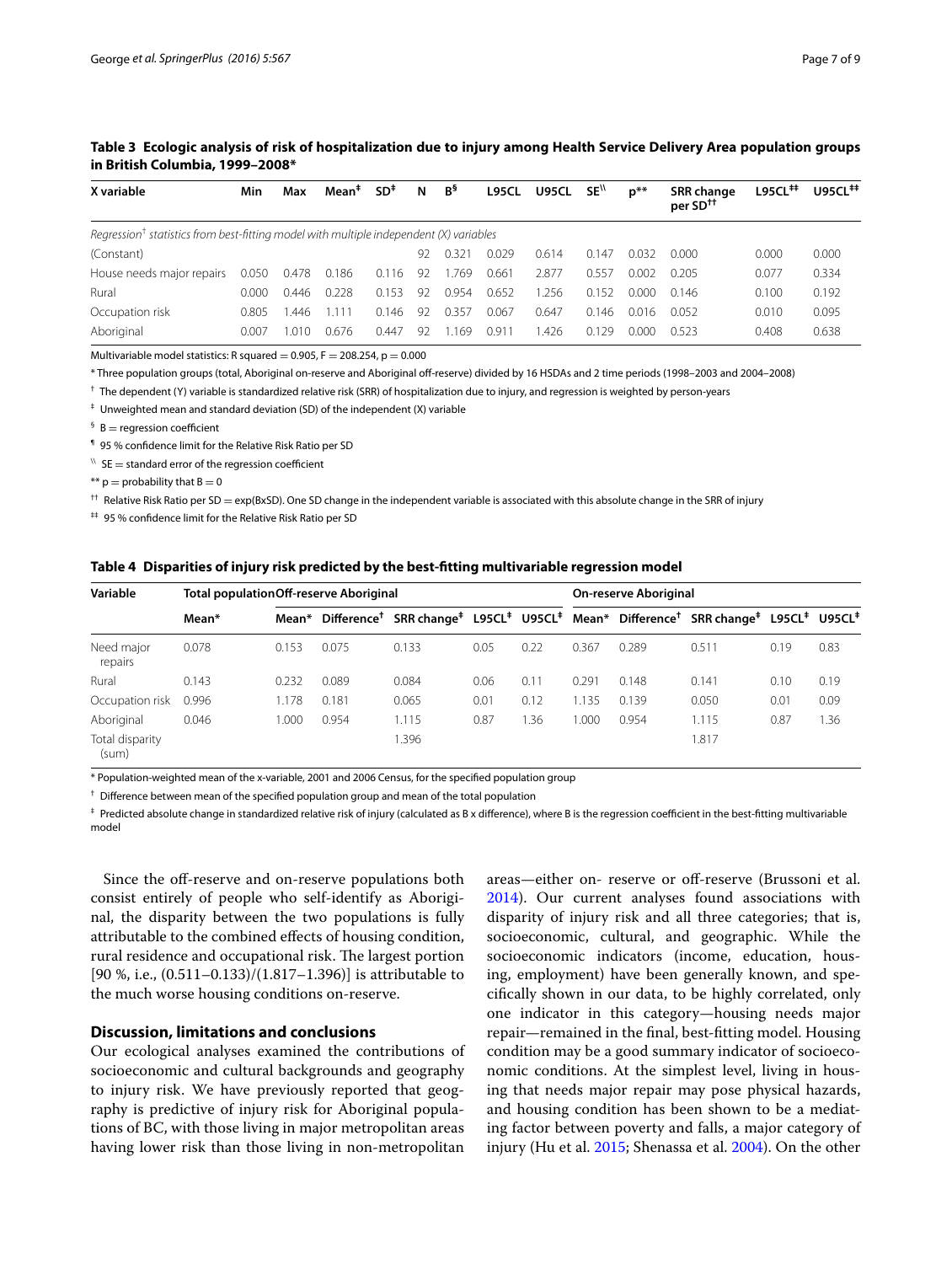**Table 3 Ecologic analysis of risk of hospitalization due to injury among Health Service Delivery Area population groups in British Columbia, 1999–2008***

| X variable | Min | Max | Mean[‡] | SD[‡] | N | B[§] | L95CL | U95CL | SE[\\] | p** | SRR change per SD[††] | L95CL[‡‡] | U95CL[‡‡] |
|---|---|---|---|---|---|---|---|---|---|---|---|---|---|
| *Regression[†] statistics from best-fitting model with multiple independent (X) variables* | | | | | | | | | | | | | |
| (Constant) | | | | | 92 | 0.321 | 0.029 | 0.614 | 0.147 | 0.032 | 0.000 | 0.000 | 0.000 |
| House needs major repairs | 0.050 | 0.478 | 0.186 | 0.116 | 92 | 1.769 | 0.661 | 2.877 | 0.557 | 0.002 | 0.205 | 0.077 | 0.334 |
| Rural | 0.000 | 0.446 | 0.228 | 0.153 | 92 | 0.954 | 0.652 | 1.256 | 0.152 | 0.000 | 0.146 | 0.100 | 0.192 |
| Occupation risk | 0.805 | 1.446 | 1.111 | 0.146 | 92 | 0.357 | 0.067 | 0.647 | 0.146 | 0.016 | 0.052 | 0.010 | 0.095 |
| Aboriginal | 0.007 | 1.010 | 0.676 | 0.447 | 92 | 1.169 | 0.911 | 1.426 | 0.129 | 0.000 | 0.523 | 0.408 | 0.638 |

Multivariable model statistics: R squared = 0.905, F = 208.254, p = 0.000

* Three population groups (total, Aboriginal on-reserve and Aboriginal off-reserve) divided by 16 HSDAs and 2 time periods (1998–2003 and 2004–2008)

[†] The dependent (Y) variable is standardized relative risk (SRR) of hospitalization due to injury, and regression is weighted by person-years

[‡] Unweighted mean and standard deviation (SD) of the independent (X) variable

[§] B = regression coefficient

[¶] 95 % confidence limit for the Relative Risk Ratio per SD

[\\] SE = standard error of the regression coefficient

** p = probability that B = 0

[††] Relative Risk Ratio per SD = exp(BxSD). One SD change in the independent variable is associated with this absolute change in the SRR of injury

[‡‡] 95 % confidence limit for the Relative Risk Ratio per SD

**Table 4 Disparities of injury risk predicted by the best-fitting multivariable regression model**

| Variable | Total population | Off-reserve Aboriginal | | | | | On-reserve Aboriginal | | | | |
|---|---|---|---|---|---|---|---|---|---|---|---|
| | Mean* | Mean* | Difference[†] | SRR change[‡] | L95CL[‡] | U95CL[‡] | Mean* | Difference[†] | SRR change[‡] | L95CL[‡] | U95CL[‡] |
| Need major repairs | 0.078 | 0.153 | 0.075 | 0.133 | 0.05 | 0.22 | 0.367 | 0.289 | 0.511 | 0.19 | 0.83 |
| Rural | 0.143 | 0.232 | 0.089 | 0.084 | 0.06 | 0.11 | 0.291 | 0.148 | 0.141 | 0.10 | 0.19 |
| Occupation risk | 0.996 | 1.178 | 0.181 | 0.065 | 0.01 | 0.12 | 1.135 | 0.139 | 0.050 | 0.01 | 0.09 |
| Aboriginal | 0.046 | 1.000 | 0.954 | 1.115 | 0.87 | 1.36 | 1.000 | 0.954 | 1.115 | 0.87 | 1.36 |
| Total disparity (sum) | | | | 1.396 | | | | | 1.817 | | |

* Population-weighted mean of the x-variable, 2001 and 2006 Census, for the specified population group

[†] Difference between mean of the specified population group and mean of the total population

[‡] Predicted absolute change in standardized relative risk of injury (calculated as B x difference), where B is the regression coefficient in the best-fitting multivariable model

Since the off-reserve and on-reserve populations both consist entirely of people who self-identify as Aboriginal, the disparity between the two populations is fully attributable to the combined effects of housing condition, rural residence and occupational risk. The largest portion [90 %, i.e., (0.511–0.133)/(1.817–1.396)] is attributable to the much worse housing conditions on-reserve.

## Discussion, limitations and conclusions

Our ecological analyses examined the contributions of socioeconomic and cultural backgrounds and geography to injury risk. We have previously reported that geography is predictive of injury risk for Aboriginal populations of BC, with those living in major metropolitan areas having lower risk than those living in non-metropolitan areas—either on- reserve or off-reserve (Brussoni et al. 2014). Our current analyses found associations with disparity of injury risk and all three categories; that is, socioeconomic, cultural, and geographic. While the socioeconomic indicators (income, education, housing, employment) have been generally known, and specifically shown in our data, to be highly correlated, only one indicator in this category—housing needs major repair—remained in the final, best-fitting model. Housing condition may be a good summary indicator of socioeconomic conditions. At the simplest level, living in housing that needs major repair may pose physical hazards, and housing condition has been shown to be a mediating factor between poverty and falls, a major category of injury (Hu et al. 2015; Shenassa et al. 2004). On the other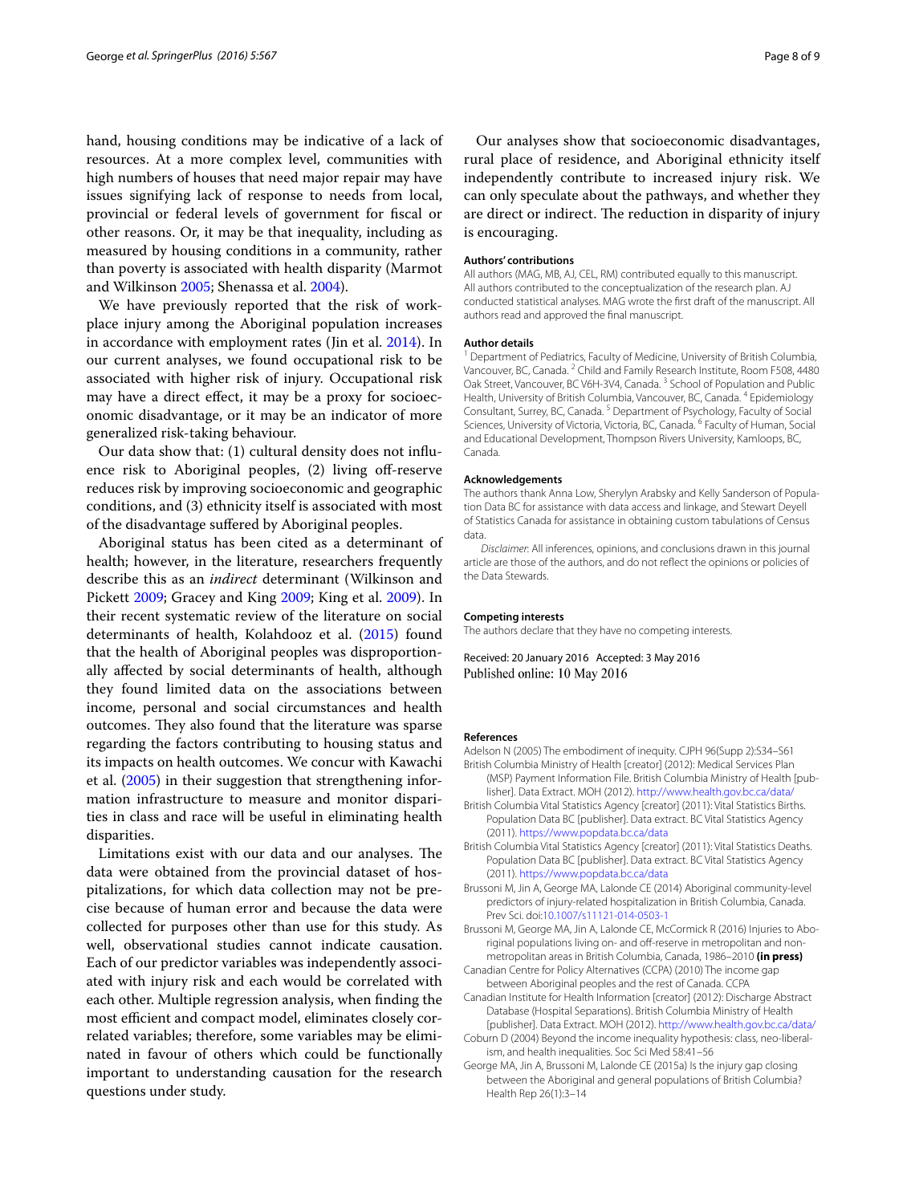hand, housing conditions may be indicative of a lack of resources. At a more complex level, communities with high numbers of houses that need major repair may have issues signifying lack of response to needs from local, provincial or federal levels of government for fiscal or other reasons. Or, it may be that inequality, including as measured by housing conditions in a community, rather than poverty is associated with health disparity (Marmot and Wilkinson 2005; Shenassa et al. 2004).

We have previously reported that the risk of workplace injury among the Aboriginal population increases in accordance with employment rates (Jin et al. 2014). In our current analyses, we found occupational risk to be associated with higher risk of injury. Occupational risk may have a direct effect, it may be a proxy for socioeconomic disadvantage, or it may be an indicator of more generalized risk-taking behaviour.

Our data show that: (1) cultural density does not influence risk to Aboriginal peoples, (2) living off-reserve reduces risk by improving socioeconomic and geographic conditions, and (3) ethnicity itself is associated with most of the disadvantage suffered by Aboriginal peoples.

Aboriginal status has been cited as a determinant of health; however, in the literature, researchers frequently describe this as an *indirect* determinant (Wilkinson and Pickett 2009; Gracey and King 2009; King et al. 2009). In their recent systematic review of the literature on social determinants of health, Kolahdooz et al. (2015) found that the health of Aboriginal peoples was disproportionally affected by social determinants of health, although they found limited data on the associations between income, personal and social circumstances and health outcomes. They also found that the literature was sparse regarding the factors contributing to housing status and its impacts on health outcomes. We concur with Kawachi et al. (2005) in their suggestion that strengthening information infrastructure to measure and monitor disparities in class and race will be useful in eliminating health disparities.

Limitations exist with our data and our analyses. The data were obtained from the provincial dataset of hospitalizations, for which data collection may not be precise because of human error and because the data were collected for purposes other than use for this study. As well, observational studies cannot indicate causation. Each of our predictor variables was independently associated with injury risk and each would be correlated with each other. Multiple regression analysis, when finding the most efficient and compact model, eliminates closely correlated variables; therefore, some variables may be eliminated in favour of others which could be functionally important to understanding causation for the research questions under study.

Our analyses show that socioeconomic disadvantages, rural place of residence, and Aboriginal ethnicity itself independently contribute to increased injury risk. We can only speculate about the pathways, and whether they are direct or indirect. The reduction in disparity of injury is encouraging.

#### Authors' contributions

All authors (MAG, MB, AJ, CEL, RM) contributed equally to this manuscript. All authors contributed to the conceptualization of the research plan. AJ conducted statistical analyses. MAG wrote the first draft of the manuscript. All authors read and approved the final manuscript.

#### Author details

[1] Department of Pediatrics, Faculty of Medicine, University of British Columbia, Vancouver, BC, Canada. [2] Child and Family Research Institute, Room F508, 4480 Oak Street, Vancouver, BC V6H-3V4, Canada. [3] School of Population and Public Health, University of British Columbia, Vancouver, BC, Canada. [4] Epidemiology Consultant, Surrey, BC, Canada. [5] Department of Psychology, Faculty of Social Sciences, University of Victoria, Victoria, BC, Canada. [6] Faculty of Human, Social and Educational Development, Thompson Rivers University, Kamloops, BC, Canada.

#### Acknowledgements

The authors thank Anna Low, Sherylyn Arabsky and Kelly Sanderson of Population Data BC for assistance with data access and linkage, and Stewart Deyell of Statistics Canada for assistance in obtaining custom tabulations of Census data.

*Disclaimer*: All inferences, opinions, and conclusions drawn in this journal article are those of the authors, and do not reflect the opinions or policies of the Data Stewards.

#### Competing interests

The authors declare that they have no competing interests.

Received: 20 January 2016 Accepted: 3 May 2016
Published online: 10 May 2016

#### References

Adelson N (2005) The embodiment of inequity. CJPH 96(Supp 2):S34–S61

British Columbia Ministry of Health [creator] (2012): Medical Services Plan (MSP) Payment Information File. British Columbia Ministry of Health [publisher]. Data Extract. MOH (2012). http://www.health.gov.bc.ca/data/

British Columbia Vital Statistics Agency [creator] (2011): Vital Statistics Births. Population Data BC [publisher]. Data extract. BC Vital Statistics Agency (2011). https://www.popdata.bc.ca/data

British Columbia Vital Statistics Agency [creator] (2011): Vital Statistics Deaths. Population Data BC [publisher]. Data extract. BC Vital Statistics Agency (2011). https://www.popdata.bc.ca/data

Brussoni M, Jin A, George MA, Lalonde CE (2014) Aboriginal community-level predictors of injury-related hospitalization in British Columbia, Canada. Prev Sci. doi:10.1007/s11121-014-0503-1

Brussoni M, George MA, Jin A, Lalonde CE, McCormick R (2016) Injuries to Aboriginal populations living on- and off-reserve in metropolitan and non-metropolitan areas in British Columbia, Canada, 1986–2010 **(in press)**

Canadian Centre for Policy Alternatives (CCPA) (2010) The income gap between Aboriginal peoples and the rest of Canada. CCPA

Canadian Institute for Health Information [creator] (2012): Discharge Abstract Database (Hospital Separations). British Columbia Ministry of Health [publisher]. Data Extract. MOH (2012). http://www.health.gov.bc.ca/data/

Coburn D (2004) Beyond the income inequality hypothesis: class, neo-liberalism, and health inequalities. Soc Sci Med 58:41–56

George MA, Jin A, Brussoni M, Lalonde CE (2015a) Is the injury gap closing between the Aboriginal and general populations of British Columbia? Health Rep 26(1):3–14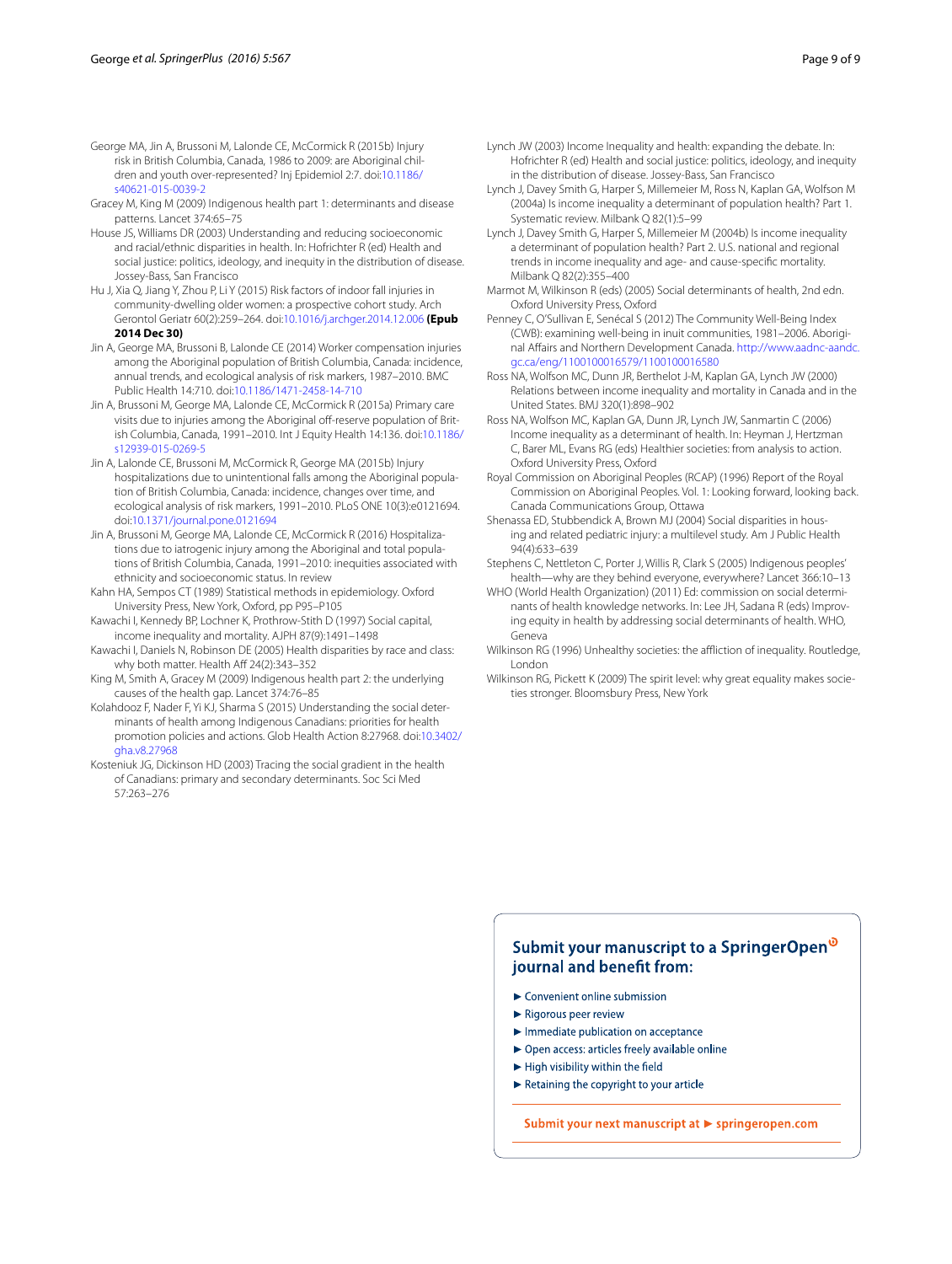George MA, Jin A, Brussoni M, Lalonde CE, McCormick R (2015b) Injury risk in British Columbia, Canada, 1986 to 2009: are Aboriginal children and youth over-represented? Inj Epidemiol 2:7. doi:10.1186/s40621-015-0039-2

Gracey M, King M (2009) Indigenous health part 1: determinants and disease patterns. Lancet 374:65–75

House JS, Williams DR (2003) Understanding and reducing socioeconomic and racial/ethnic disparities in health. In: Hofrichter R (ed) Health and social justice: politics, ideology, and inequity in the distribution of disease. Jossey-Bass, San Francisco

Hu J, Xia Q, Jiang Y, Zhou P, Li Y (2015) Risk factors of indoor fall injuries in community-dwelling older women: a prospective cohort study. Arch Gerontol Geriatr 60(2):259–264. doi:10.1016/j.archger.2014.12.006 **(Epub 2014 Dec 30)**

Jin A, George MA, Brussoni B, Lalonde CE (2014) Worker compensation injuries among the Aboriginal population of British Columbia, Canada: incidence, annual trends, and ecological analysis of risk markers, 1987–2010. BMC Public Health 14:710. doi:10.1186/1471-2458-14-710

Jin A, Brussoni M, George MA, Lalonde CE, McCormick R (2015a) Primary care visits due to injuries among the Aboriginal off-reserve population of British Columbia, Canada, 1991–2010. Int J Equity Health 14:136. doi:10.1186/s12939-015-0269-5

Jin A, Lalonde CE, Brussoni M, McCormick R, George MA (2015b) Injury hospitalizations due to unintentional falls among the Aboriginal population of British Columbia, Canada: incidence, changes over time, and ecological analysis of risk markers, 1991–2010. PLoS ONE 10(3):e0121694. doi:10.1371/journal.pone.0121694

Jin A, Brussoni M, George MA, Lalonde CE, McCormick R (2016) Hospitalizations due to iatrogenic injury among the Aboriginal and total population of British Columbia, Canada, 1991–2010: inequities associated with ethnicity and socioeconomic status. In review

Kahn HA, Sempos CT (1989) Statistical methods in epidemiology. Oxford University Press, New York, Oxford, pp P95–P105

Kawachi I, Kennedy BP, Lochner K, Prothrow-Stith D (1997) Social capital, income inequality and mortality. AJPH 87(9):1491–1498

Kawachi I, Daniels N, Robinson DE (2005) Health disparities by race and class: why both matter. Health Aff 24(2):343–352

King M, Smith A, Gracey M (2009) Indigenous health part 2: the underlying causes of the health gap. Lancet 374:76–85

Kolahdooz F, Nader F, Yi KJ, Sharma S (2015) Understanding the social determinants of health among Indigenous Canadians: priorities for health promotion policies and actions. Glob Health Action 8:27968. doi:10.3402/gha.v8.27968

Kosteniuk JG, Dickinson HD (2003) Tracing the social gradient in the health of Canadians: primary and secondary determinants. Soc Sci Med 57:263–276

Lynch JW (2003) Income Inequality and health: expanding the debate. In: Hofrichter R (ed) Health and social justice: politics, ideology, and inequity in the distribution of disease. Jossey-Bass, San Francisco

Lynch J, Davey Smith G, Harper S, Millemeier M, Ross N, Kaplan GA, Wolfson M (2004a) Is income inequality a determinant of population health? Part 1. Systematic review. Milbank Q 82(1):5–99

Lynch J, Davey Smith G, Harper S, Millemeier M (2004b) Is income inequality a determinant of population health? Part 2. U.S. national and regional trends in income inequality and age- and cause-specific mortality. Milbank Q 82(2):355–400

Marmot M, Wilkinson R (eds) (2005) Social determinants of health, 2nd edn. Oxford University Press, Oxford

Penney C, O'Sullivan E, Senécal S (2012) The Community Well-Being Index (CWB): examining well-being in inuit communities, 1981–2006. Aboriginal Affairs and Northern Development Canada. http://www.aadnc-aandc.gc.ca/eng/1100100016579/1100100016580

Ross NA, Wolfson MC, Dunn JR, Berthelot J-M, Kaplan GA, Lynch JW (2000) Relations between income inequality and mortality in Canada and in the United States. BMJ 320(1):898–902

Ross NA, Wolfson MC, Kaplan GA, Dunn JR, Lynch JW, Sanmartin C (2006) Income inequality as a determinant of health. In: Heyman J, Hertzman C, Barer ML, Evans RG (eds) Healthier societies: from analysis to action. Oxford University Press, Oxford

Royal Commission on Aboriginal Peoples (RCAP) (1996) Report of the Royal Commission on Aboriginal Peoples. Vol. 1: Looking forward, looking back. Canada Communications Group, Ottawa

Shenassa ED, Stubbendick A, Brown MJ (2004) Social disparities in housing and related pediatric injury: a multilevel study. Am J Public Health 94(4):633–639

Stephens C, Nettleton C, Porter J, Willis R, Clark S (2005) Indigenous peoples' health—why are they behind everyone, everywhere? Lancet 366:10–13

WHO (World Health Organization) (2011) Ed: commission on social determinants of health knowledge networks. In: Lee JH, Sadana R (eds) Improving equity in health by addressing social determinants of health. WHO, Geneva

Wilkinson RG (1996) Unhealthy societies: the affliction of inequality. Routledge, London

Wilkinson RG, Pickett K (2009) The spirit level: why great equality makes societies stronger. Bloomsbury Press, New York